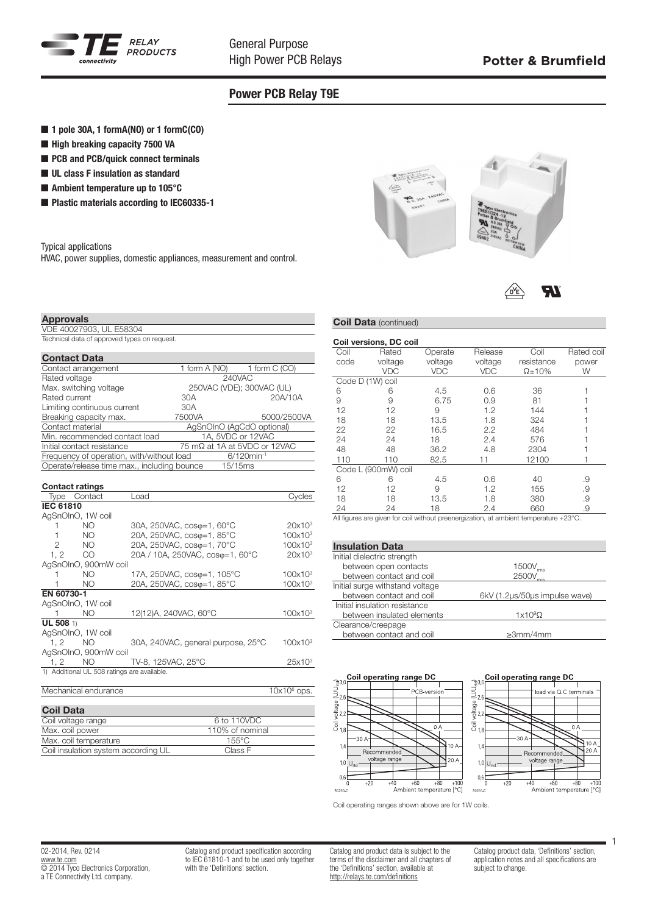# Power PCB Relay T9E

- 1 pole 30A, 1 formA(NO) or 1 formC(CO)
- High breaking capacity 7500 VA
- PCB and PCB/quick connect terminals
- UL class F insulation as standard
- Ambient temperature up to 105°C
- Plastic materials according to IEC60335-1

Typical applications
HVAC, power supplies, domestic appliances, measurement and control.

## Approvals

VDE 40027903, UL E58304
Technical data of approved types on request.

## Contact Data

| | 1 form A (NO) | 1 form C (CO) |
|---|---|---|
| Contact arrangement | 1 form A (NO) | 1 form C (CO) |
| Rated voltage | 240VAC | |
| Max. switching voltage | 250VAC (VDE); 300VAC (UL) | |
| Rated current | 30A | 20A/10A |
| Limiting continuous current | 30A | |
| Breaking capacity max. | 7500VA | 5000/2500VA |
| Contact material | AgSnOInO (AgCdO optional) | |
| Min. recommended contact load | 1A, 5VDC or 12VAC | |
| Initial contact resistance | 75 mΩ at 1A at 5VDC or 12VAC | |
| Frequency of operation, with/without load | 6/120min$^{-1}$ | |
| Operate/release time max., including bounce | 15/15ms | |

### Contact ratings

| Type | Contact | Load | Cycles |
|---|---|---|---|
| **IEC 61810** | | | |
| AgSnOInO, 1W coil | | | |
| 1 | NO | 30A, 250VAC, cosφ=1, 60°C | $20x10^3$ |
| 1 | NO | 20A, 250VAC, cosφ=1, 85°C | $100x10^3$ |
| 2 | NO | 20A, 250VAC, cosφ=1, 70°C | $100x10^3$ |
| 1, 2 | CO | 20A / 10A, 250VAC, cosφ=1, 60°C | $20x10^3$ |
| AgSnOInO, 900mW coil | | | |
| 1 | NO | 17A, 250VAC, cosφ=1, 105°C | $100x10^3$ |
| 1 | NO | 20A, 250VAC, cosφ=1, 85°C | $100x10^3$ |
| **EN 60730-1** | | | |
| AgSnOInO, 1W coil | | | |
| 1 | NO | 12(12)A, 240VAC, 60°C | $100x10^3$ |
| **UL 508** 1) | | | |
| AgSnOInO, 1W coil | | | |
| 1, 2 | NO | 30A, 240VAC, general purpose, 25°C | $100x10^3$ |
| AgSnOInO, 900mW coil | | | |
| 1, 2 | NO | TV-8, 125VAC, 25°C | $25x10^3$ |

1) Additional UL 508 ratings are available.

| Mechanical endurance | $10x10^6$ ops. |
|---|---|

## Coil Data

| | |
|---|---|
| Coil voltage range | 6 to 110VDC |
| Max. coil power | 110% of nominal |
| Max. coil temperature | 155°C |
| Coil insulation system according UL | Class F |

## Coil Data (continued)

### Coil versions, DC coil

| Coil code | Rated voltage VDC | Operate voltage VDC | Release voltage VDC | Coil resistance Ω±10% | Rated coil power W |
|---|---|---|---|---|---|
| Code D (1W) coil | | | | | |
| 6 | 6 | 4.5 | 0.6 | 36 | 1 |
| 9 | 9 | 6.75 | 0.9 | 81 | 1 |
| 12 | 12 | 9 | 1.2 | 144 | 1 |
| 18 | 18 | 13.5 | 1.8 | 324 | 1 |
| 22 | 22 | 16.5 | 2.2 | 484 | 1 |
| 24 | 24 | 18 | 2.4 | 576 | 1 |
| 48 | 48 | 36.2 | 4.8 | 2304 | 1 |
| 110 | 110 | 82.5 | 11 | 12100 | 1 |
| Code L (900mW) coil | | | | | |
| 6 | 6 | 4.5 | 0.6 | 40 | .9 |
| 12 | 12 | 9 | 1.2 | 155 | .9 |
| 18 | 18 | 13.5 | 1.8 | 380 | .9 |
| 24 | 24 | 18 | 2.4 | 660 | .9 |

All figures are given for coil without preenergization, at ambient temperature +23°C.

## Insulation Data

| | |
|---|---|
| Initial dielectric strength | |
| between open contacts | 1500$V_{rms}$ |
| between contact and coil | 2500$V_{rms}$ |
| Initial surge withstand voltage | |
| between contact and coil | 6kV (1.2µs/50µs impulse wave) |
| Initial insulation resistance | |
| between insulated elements | $1x10^9$Ω |
| Clearance/creepage | |
| between contact and coil | ≥3mm/4mm |

Coil operating range DC (PCB-version) — Coil voltage ($U/U_{rtd}$) vs. Ambient temperature [°C]; curves 0 A, 10 A, 20 A, 30 A; Recommended voltage range.

Coil operating range DC (load via Q.C terminals) — Coil voltage ($U/U_{rtd}$) vs. Ambient temperature [°C]; curves 0 A, 10 A, 20 A, 30 A; Recommended voltage range.

Coil operating ranges shown above are for 1W coils.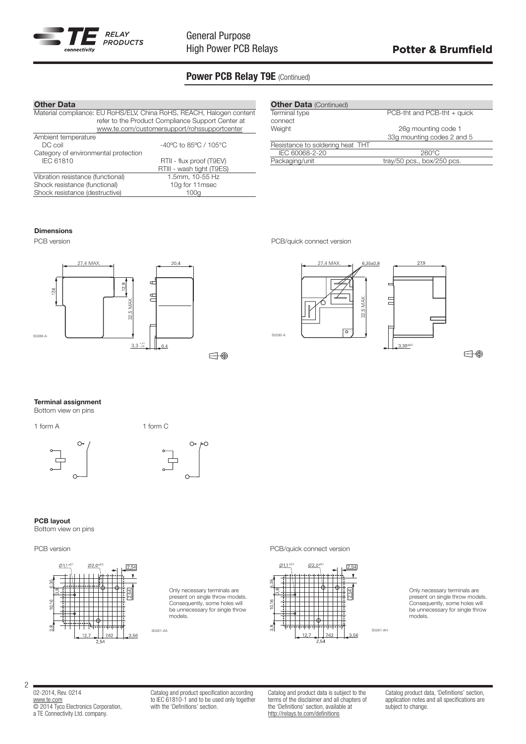## Power PCB Relay T9E (Continued)

### Other Data

Material compliance: EU RoHS/ELV, China RoHS, REACH, Halogen content refer to the Product Compliance Support Center at www.te.com/customersupport/rohssupportcenter

| | |
|---|---|
| Ambient temperature | |
| DC coil | -40ºC to 85ºC / 105°C |
| Category of environmental protection | |
| IEC 61810 | RTII - flux proof (T9EV) |
| | RTIII - wash tight (T9ES) |
| Vibration resistance (functional) | 1.5mm, 10-55 Hz |
| Shock resistance (functional) | 10g for 11msec |
| Shock resistance (destructive) | 100g |

### Other Data (Continued)

| | |
|---|---|
| Terminal type | PCB-tht and PCB-tht + quick connect |
| Weight | 26g mounting code 1 |
| | 33g mounting codes 2 and 5 |
| Resistance to soldering heat THT | |
| IEC 60068-2-20 | 260°C |
| Packaging/unit | tray/50 pcs., box/250 pcs. |

### Dimensions

PCB version

S0289-A

PCB/quick connect version

S0290-A

### Terminal assignment

Bottom view on pins

1 form A

1 form C

### PCB layout

Bottom view on pins

PCB version

Only necessary terminals are present on single throw models. Consequently, some holes will be unnecessary for single throw models.

S0261-AA

PCB/quick connect version

Only necessary terminals are present on single throw models. Consequently, some holes will be unnecessary for single throw models.

S0261-AH

02-2014, Rev. 0214
www.te.com
© 2014 Tyco Electronics Corporation, a TE Connectivity Ltd. company.

Catalog and product specification according to IEC 61810-1 and to be used only together with the 'Definitions' section.

Catalog and product data is subject to the terms of the disclaimer and all chapters of the 'Definitions' section, available at http://relays.te.com/definitions

Catalog product data, 'Definitions' section, application notes and all specifications are subject to change.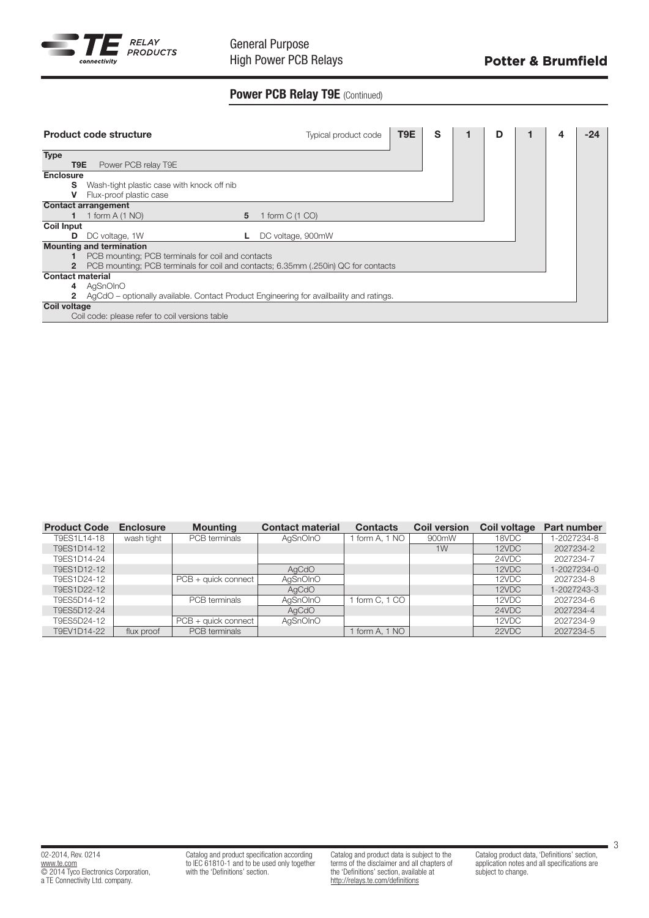## Power PCB Relay T9E (Continued)

### Product code structure

Typical product code: T9E | S | 1 | D | 1 | 4 | -24

**Type**
- **T9E** Power PCB relay T9E

**Enclosure**
- **S** Wash-tight plastic case with knock off nib
- **V** Flux-proof plastic case

**Contact arrangement**
- **1** 1 form A (1 NO)
- **5** 1 form C (1 CO)

**Coil Input**
- **D** DC voltage, 1W
- **L** DC voltage, 900mW

**Mounting and termination**
- **1** PCB mounting; PCB terminals for coil and contacts
- **2** PCB mounting; PCB terminals for coil and contacts; 6.35mm (.250in) QC for contacts

**Contact material**
- **4** AgSnOInO
- **2** AgCdO – optionally available. Contact Product Engineering for availbaility and ratings.

**Coil voltage**
- Coil code: please refer to coil versions table

| Product Code | Enclosure | Mounting | Contact material | Contacts | Coil version | Coil voltage | Part number |
|---|---|---|---|---|---|---|---|
| T9ES1L14-18 | wash tight | PCB terminals | AgSnOInO | 1 form A, 1 NO | 900mW | 18VDC | 1-2027234-8 |
| T9ES1D14-12 | | | | | 1W | 12VDC | 2027234-2 |
| T9ES1D14-24 | | | | | | 24VDC | 2027234-7 |
| T9ES1D12-12 | | | AgCdO | | | 12VDC | 1-2027234-0 |
| T9ES1D24-12 | | PCB + quick connect | AgSnOInO | | | 12VDC | 2027234-8 |
| T9ES1D22-12 | | | AgCdO | | | 12VDC | 1-2027243-3 |
| T9ES5D14-12 | | PCB terminals | AgSnOInO | 1 form C, 1 CO | | 12VDC | 2027234-6 |
| T9ES5D12-24 | | | AgCdO | | | 24VDC | 2027234-4 |
| T9ES5D24-12 | | PCB + quick connect | AgSnOInO | | | 12VDC | 2027234-9 |
| T9EV1D14-22 | flux proof | PCB terminals | | 1 form A, 1 NO | | 22VDC | 2027234-5 |

02-2014, Rev. 0214
www.te.com
© 2014 Tyco Electronics Corporation, a TE Connectivity Ltd. company.

Catalog and product specification according to IEC 61810-1 and to be used only together with the 'Definitions' section.

Catalog and product data is subject to the terms of the disclaimer and all chapters of the 'Definitions' section, available at http://relays.te.com/definitions

Catalog product data, 'Definitions' section, application notes and all specifications are subject to change.